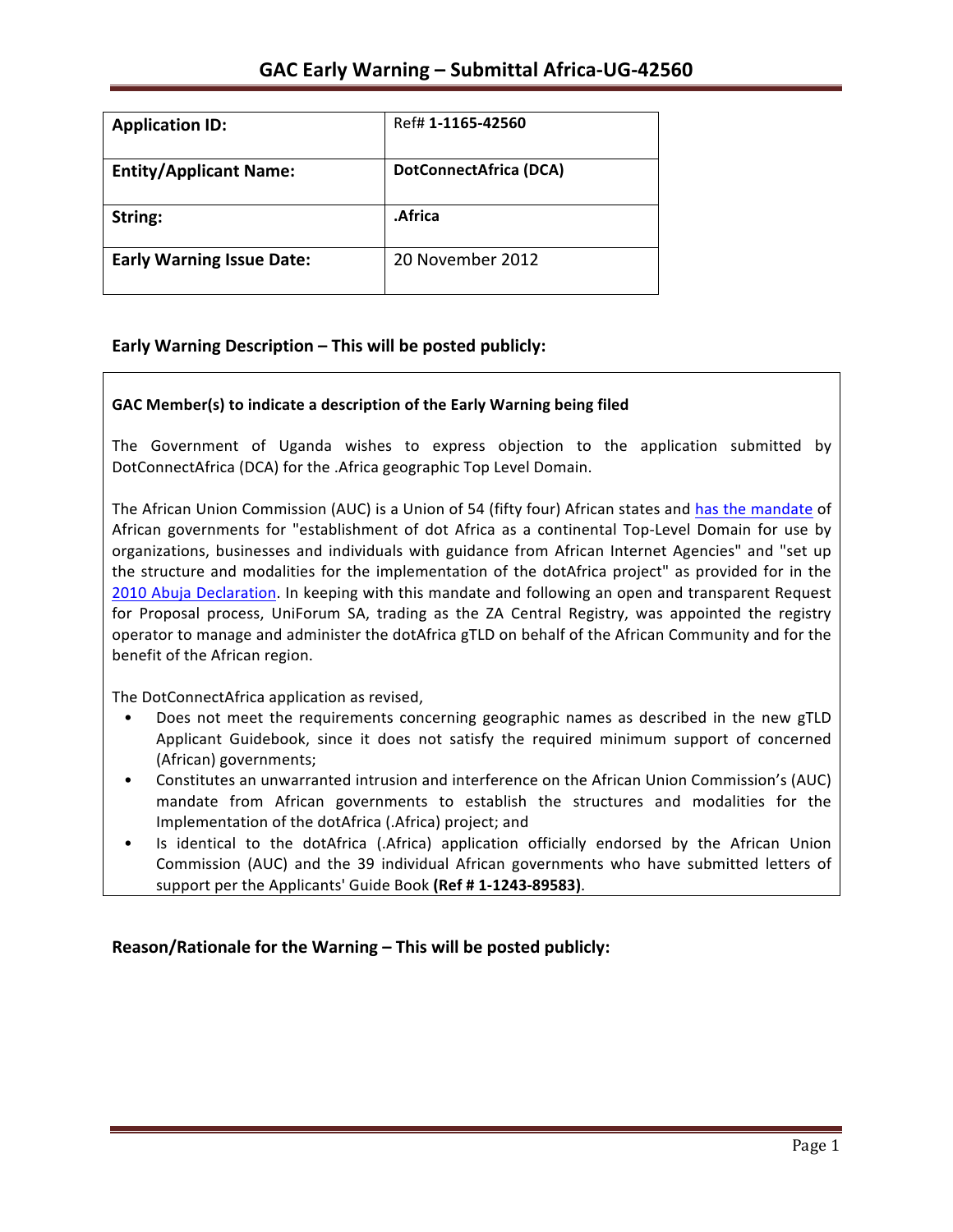# GAC Early Warning – Submittal Africa-UG-42560

| Application ID: | Ref# **1-1165-42560** |
|---|---|
| **Entity/Applicant Name:** | **DotConnectAfrica (DCA)** |
| **String:** | **.Africa** |
| **Early Warning Issue Date:** | 20 November 2012 |

## Early Warning Description – This will be posted publicly:

**GAC Member(s) to indicate a description of the Early Warning being filed**

The Government of Uganda wishes to express objection to the application submitted by DotConnectAfrica (DCA) for the .Africa geographic Top Level Domain.

The African Union Commission (AUC) is a Union of 54 (fifty four) African states and has the mandate of African governments for "establishment of dot Africa as a continental Top-Level Domain for use by organizations, businesses and individuals with guidance from African Internet Agencies" and "set up the structure and modalities for the implementation of the dotAfrica project" as provided for in the 2010 Abuja Declaration. In keeping with this mandate and following an open and transparent Request for Proposal process, UniForum SA, trading as the ZA Central Registry, was appointed the registry operator to manage and administer the dotAfrica gTLD on behalf of the African Community and for the benefit of the African region.

The DotConnectAfrica application as revised,

- Does not meet the requirements concerning geographic names as described in the new gTLD Applicant Guidebook, since it does not satisfy the required minimum support of concerned (African) governments;
- Constitutes an unwarranted intrusion and interference on the African Union Commission's (AUC) mandate from African governments to establish the structures and modalities for the Implementation of the dotAfrica (.Africa) project; and
- Is identical to the dotAfrica (.Africa) application officially endorsed by the African Union Commission (AUC) and the 39 individual African governments who have submitted letters of support per the Applicants' Guide Book **(Ref # 1-1243-89583)**.

## Reason/Rationale for the Warning – This will be posted publicly: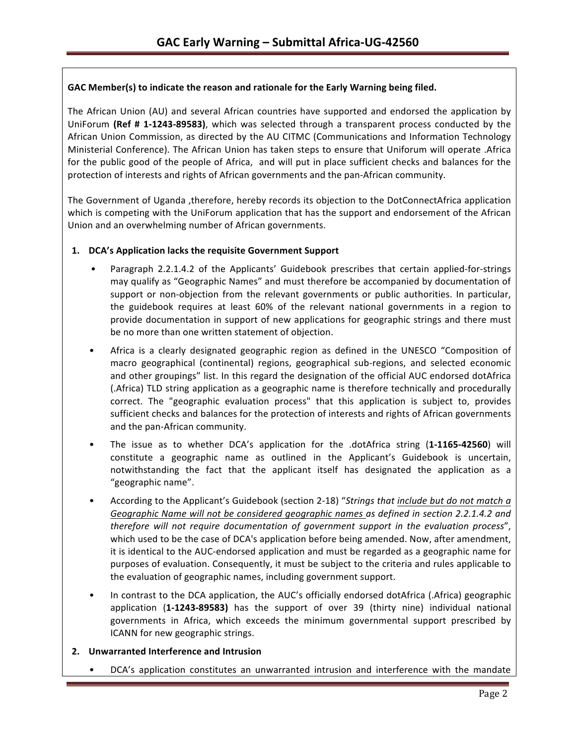**GAC Member(s) to indicate the reason and rationale for the Early Warning being filed.**

The African Union (AU) and several African countries have supported and endorsed the application by UniForum **(Ref # 1-1243-89583)**, which was selected through a transparent process conducted by the African Union Commission, as directed by the AU CITMC (Communications and Information Technology Ministerial Conference). The African Union has taken steps to ensure that Uniforum will operate .Africa for the public good of the people of Africa, and will put in place sufficient checks and balances for the protection of interests and rights of African governments and the pan-African community.

The Government of Uganda ,therefore, hereby records its objection to the DotConnectAfrica application which is competing with the UniForum application that has the support and endorsement of the African Union and an overwhelming number of African governments.

**1. DCA's Application lacks the requisite Government Support**

- Paragraph 2.2.1.4.2 of the Applicants' Guidebook prescribes that certain applied-for-strings may qualify as "Geographic Names" and must therefore be accompanied by documentation of support or non-objection from the relevant governments or public authorities. In particular, the guidebook requires at least 60% of the relevant national governments in a region to provide documentation in support of new applications for geographic strings and there must be no more than one written statement of objection.
- Africa is a clearly designated geographic region as defined in the UNESCO "Composition of macro geographical (continental) regions, geographical sub-regions, and selected economic and other groupings" list. In this regard the designation of the official AUC endorsed dotAfrica (.Africa) TLD string application as a geographic name is therefore technically and procedurally correct. The "geographic evaluation process" that this application is subject to, provides sufficient checks and balances for the protection of interests and rights of African governments and the pan-African community.
- The issue as to whether DCA's application for the .dotAfrica string (**1-1165-42560**) will constitute a geographic name as outlined in the Applicant's Guidebook is uncertain, notwithstanding the fact that the applicant itself has designated the application as a "geographic name".
- According to the Applicant's Guidebook (section 2-18) "*Strings that include but do not match a Geographic Name will not be considered geographic names as defined in section 2.2.1.4.2 and therefore will not require documentation of government support in the evaluation process*", which used to be the case of DCA's application before being amended. Now, after amendment, it is identical to the AUC-endorsed application and must be regarded as a geographic name for purposes of evaluation. Consequently, it must be subject to the criteria and rules applicable to the evaluation of geographic names, including government support.
- In contrast to the DCA application, the AUC's officially endorsed dotAfrica (.Africa) geographic application (**1-1243-89583)** has the support of over 39 (thirty nine) individual national governments in Africa, which exceeds the minimum governmental support prescribed by ICANN for new geographic strings.

**2. Unwarranted Interference and Intrusion**

- DCA's application constitutes an unwarranted intrusion and interference with the mandate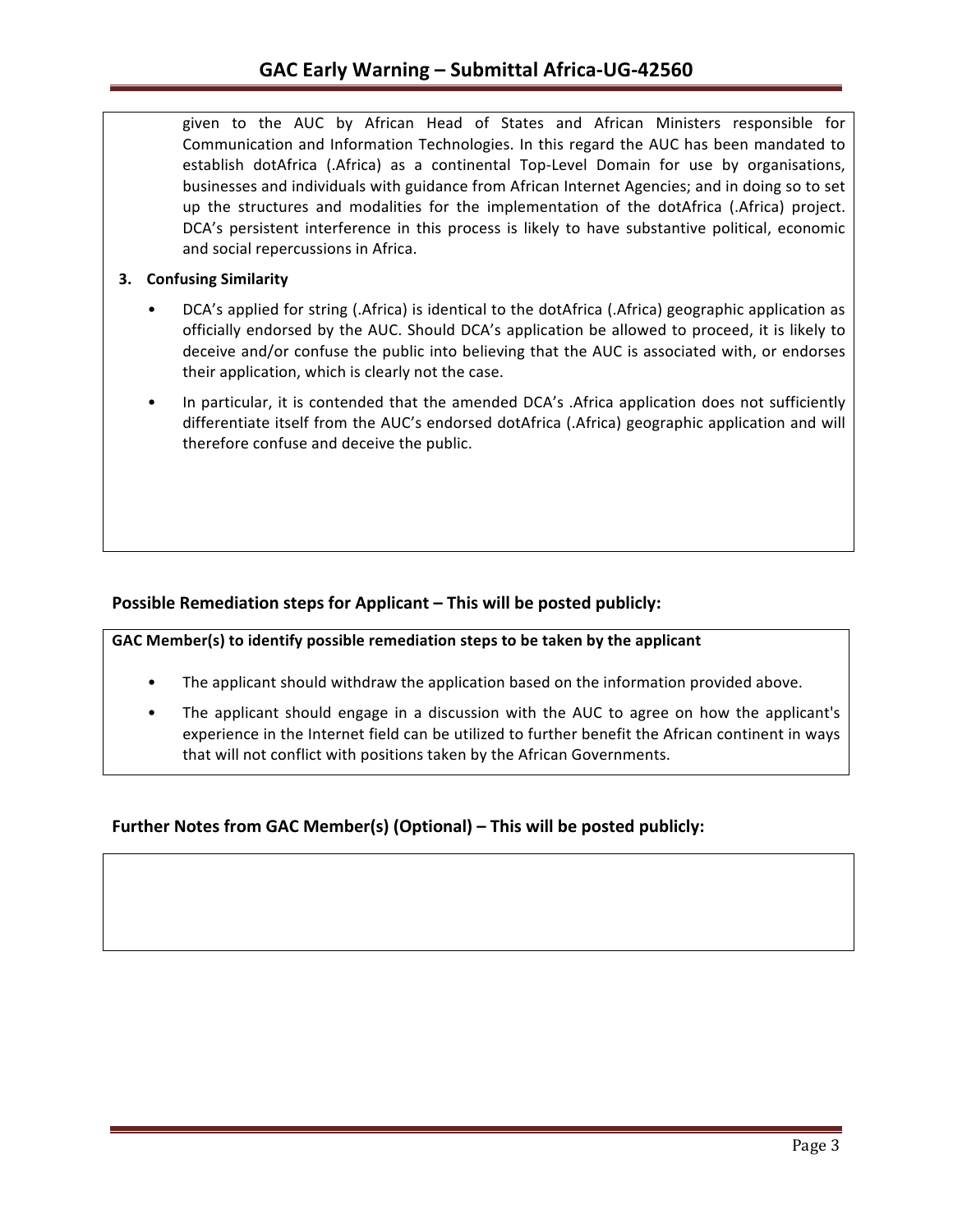given to the AUC by African Head of States and African Ministers responsible for Communication and Information Technologies. In this regard the AUC has been mandated to establish dotAfrica (.Africa) as a continental Top-Level Domain for use by organisations, businesses and individuals with guidance from African Internet Agencies; and in doing so to set up the structures and modalities for the implementation of the dotAfrica (.Africa) project. DCA's persistent interference in this process is likely to have substantive political, economic and social repercussions in Africa.

**3. Confusing Similarity**

- DCA's applied for string (.Africa) is identical to the dotAfrica (.Africa) geographic application as officially endorsed by the AUC. Should DCA's application be allowed to proceed, it is likely to deceive and/or confuse the public into believing that the AUC is associated with, or endorses their application, which is clearly not the case.
- In particular, it is contended that the amended DCA's .Africa application does not sufficiently differentiate itself from the AUC's endorsed dotAfrica (.Africa) geographic application and will therefore confuse and deceive the public.

## Possible Remediation steps for Applicant – This will be posted publicly:

**GAC Member(s) to identify possible remediation steps to be taken by the applicant**

- The applicant should withdraw the application based on the information provided above.
- The applicant should engage in a discussion with the AUC to agree on how the applicant's experience in the Internet field can be utilized to further benefit the African continent in ways that will not conflict with positions taken by the African Governments.

## Further Notes from GAC Member(s) (Optional) – This will be posted publicly: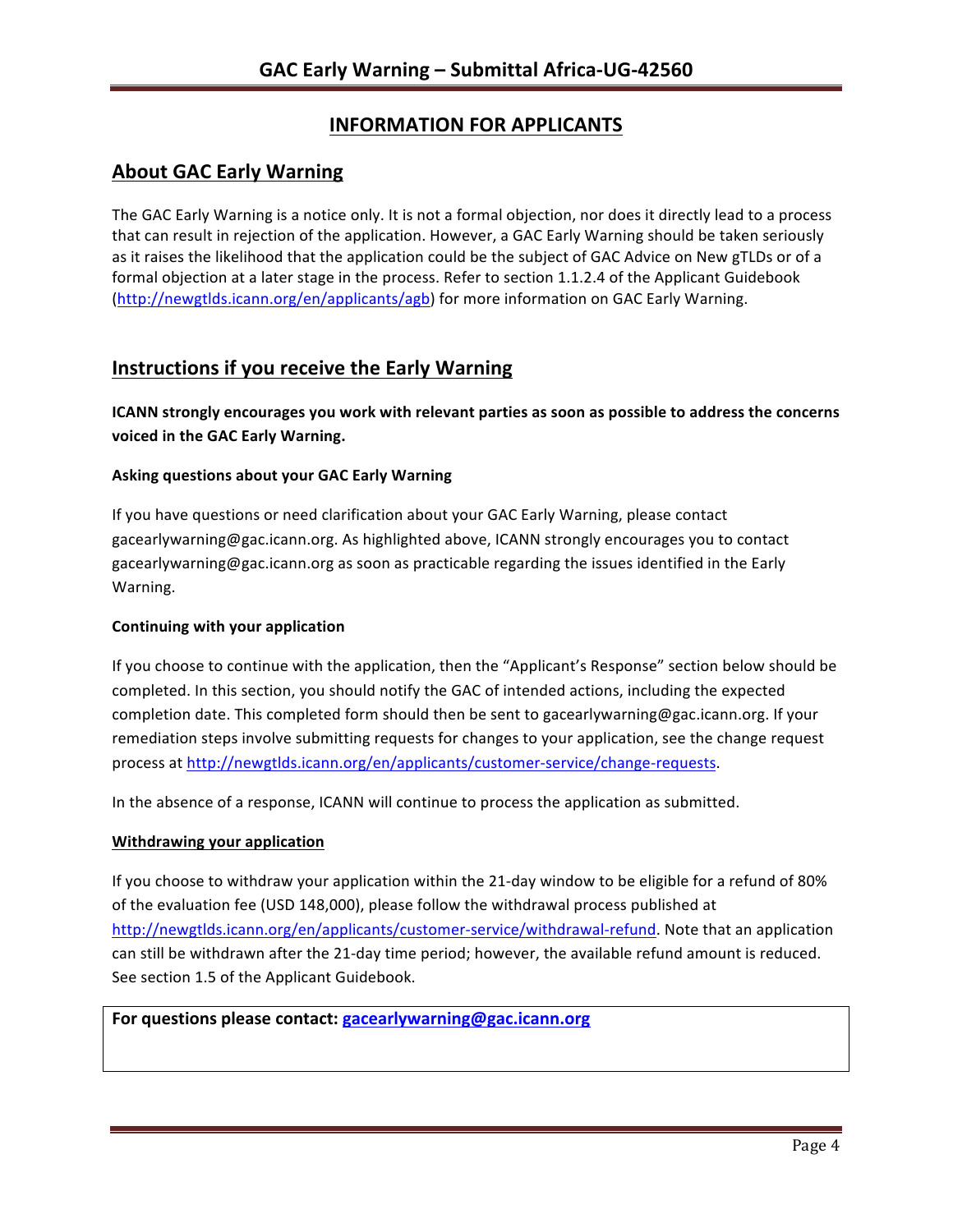## INFORMATION FOR APPLICANTS

## About GAC Early Warning

The GAC Early Warning is a notice only. It is not a formal objection, nor does it directly lead to a process that can result in rejection of the application. However, a GAC Early Warning should be taken seriously as it raises the likelihood that the application could be the subject of GAC Advice on New gTLDs or of a formal objection at a later stage in the process. Refer to section 1.1.2.4 of the Applicant Guidebook (http://newgtlds.icann.org/en/applicants/agb) for more information on GAC Early Warning.

## Instructions if you receive the Early Warning

**ICANN strongly encourages you work with relevant parties as soon as possible to address the concerns voiced in the GAC Early Warning.**

### Asking questions about your GAC Early Warning

If you have questions or need clarification about your GAC Early Warning, please contact gacearlywarning@gac.icann.org. As highlighted above, ICANN strongly encourages you to contact gacearlywarning@gac.icann.org as soon as practicable regarding the issues identified in the Early Warning.

### Continuing with your application

If you choose to continue with the application, then the "Applicant's Response" section below should be completed. In this section, you should notify the GAC of intended actions, including the expected completion date. This completed form should then be sent to gacearlywarning@gac.icann.org. If your remediation steps involve submitting requests for changes to your application, see the change request process at http://newgtlds.icann.org/en/applicants/customer-service/change-requests.

In the absence of a response, ICANN will continue to process the application as submitted.

### Withdrawing your application

If you choose to withdraw your application within the 21-day window to be eligible for a refund of 80% of the evaluation fee (USD 148,000), please follow the withdrawal process published at http://newgtlds.icann.org/en/applicants/customer-service/withdrawal-refund. Note that an application can still be withdrawn after the 21-day time period; however, the available refund amount is reduced. See section 1.5 of the Applicant Guidebook.

**For questions please contact: gacearlywarning@gac.icann.org**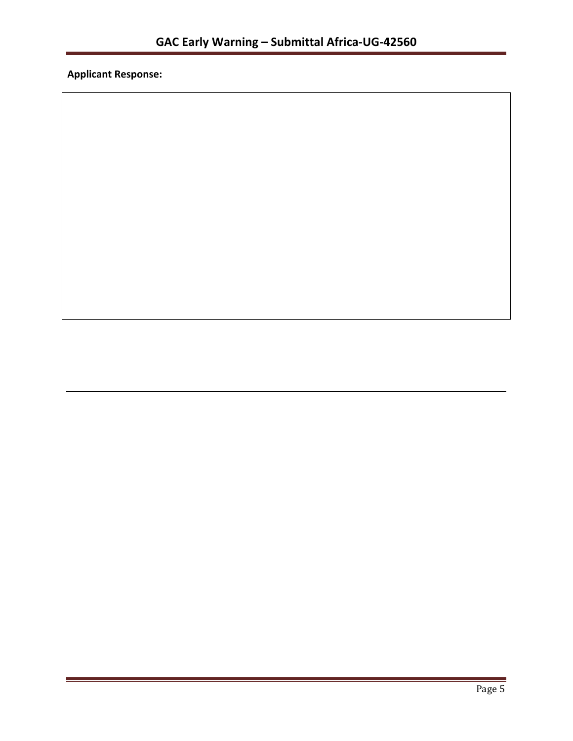**Applicant Response:**